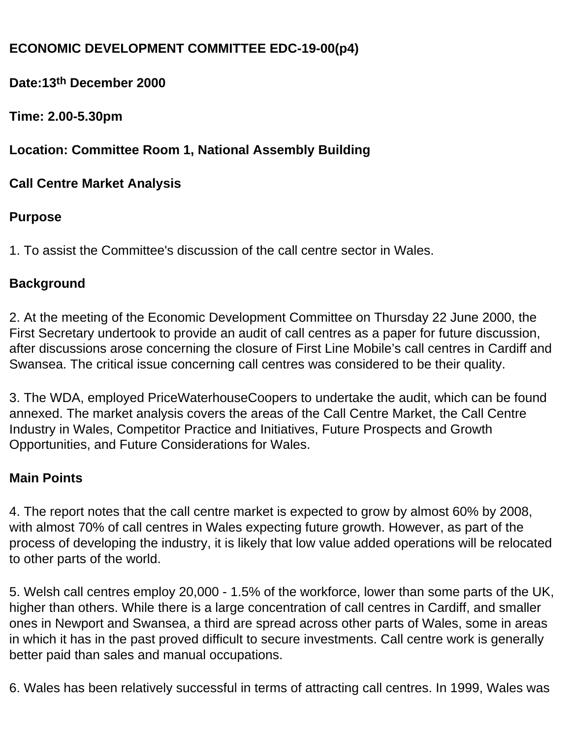**ECONOMIC DEVELOPMENT COMMITTEE EDC-19-00(p4)**

**Date:13th December 2000**

**Time: 2.00-5.30pm**

**Location: Committee Room 1, National Assembly Building**

**Call Centre Market Analysis**

**Purpose**

1. To assist the Committee's discussion of the call centre sector in Wales.

**Background**

2. At the meeting of the Economic Development Committee on Thursday 22 June 2000, the First Secretary undertook to provide an audit of call centres as a paper for future discussion, after discussions arose concerning the closure of First Line Mobile's call centres in Cardiff and Swansea. The critical issue concerning call centres was considered to be their quality.

3. The WDA, employed PriceWaterhouseCoopers to undertake the audit, which can be found annexed. The market analysis covers the areas of the Call Centre Market, the Call Centre Industry in Wales, Competitor Practice and Initiatives, Future Prospects and Growth Opportunities, and Future Considerations for Wales.

**Main Points**

4. The report notes that the call centre market is expected to grow by almost 60% by 2008, with almost 70% of call centres in Wales expecting future growth. However, as part of the process of developing the industry, it is likely that low value added operations will be relocated to other parts of the world.

5. Welsh call centres employ 20,000 - 1.5% of the workforce, lower than some parts of the UK, higher than others. While there is a large concentration of call centres in Cardiff, and smaller ones in Newport and Swansea, a third are spread across other parts of Wales, some in areas in which it has in the past proved difficult to secure investments. Call centre work is generally better paid than sales and manual occupations.

6. Wales has been relatively successful in terms of attracting call centres. In 1999, Wales was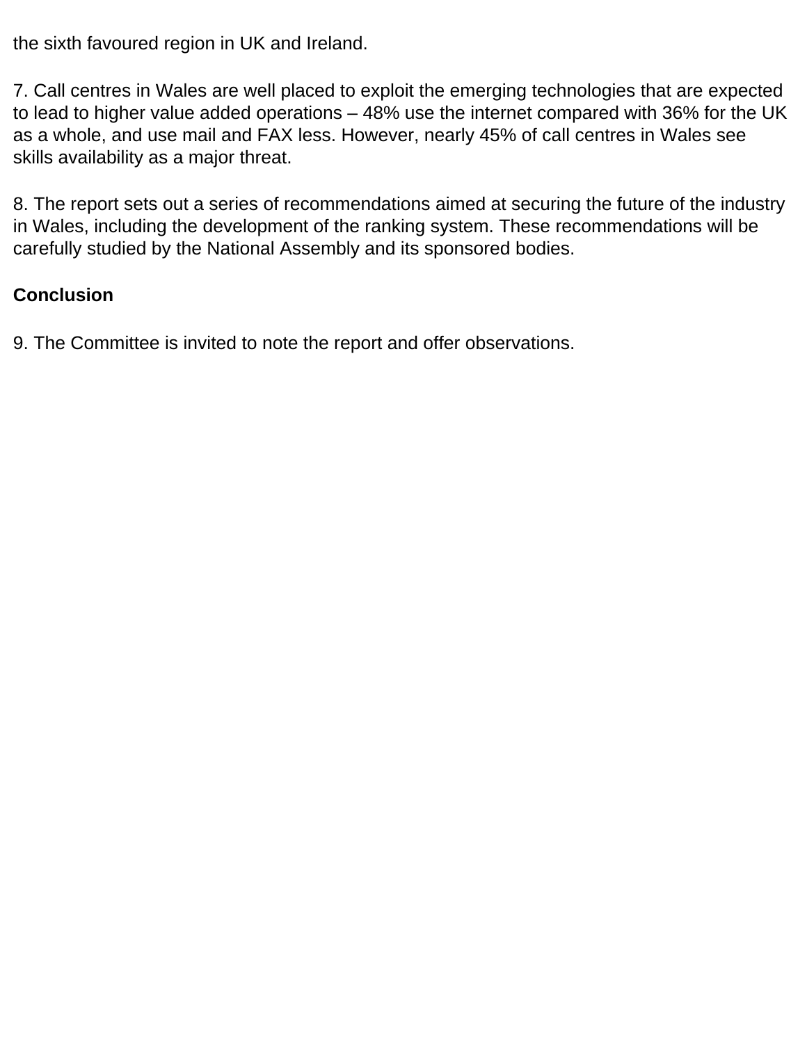the sixth favoured region in UK and Ireland.

7. Call centres in Wales are well placed to exploit the emerging technologies that are expected to lead to higher value added operations – 48% use the internet compared with 36% for the UK as a whole, and use mail and FAX less. However, nearly 45% of call centres in Wales see skills availability as a major threat.

8. The report sets out a series of recommendations aimed at securing the future of the industry in Wales, including the development of the ranking system. These recommendations will be carefully studied by the National Assembly and its sponsored bodies.

**Conclusion**

9. The Committee is invited to note the report and offer observations.